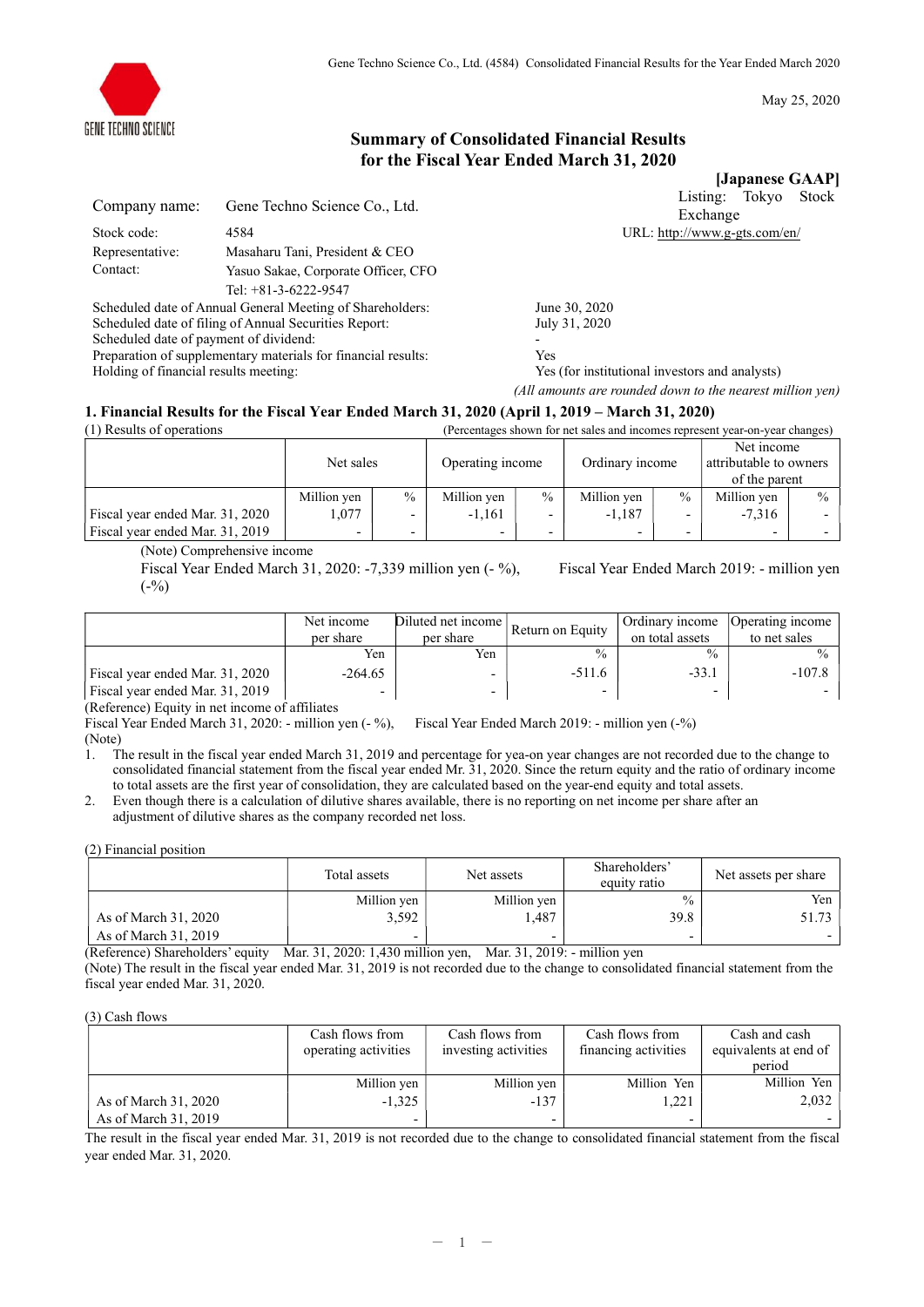May 25, 2020

# Summary of Consolidated Financial Results for the Fiscal Year Ended March 31, 2020

**[Japanese GAAP]**

| | | |
|---|---|---|
| Company name: | Gene Techno Science Co., Ltd. | Listing: Tokyo Stock Exchange |
| Stock code: | 4584 | URL: http://www.g-gts.com/en/ |
| Representative: | Masaharu Tani, President & CEO | |
| Contact: | Yasuo Sakae, Corporate Officer, CFO<br>Tel: +81-3-6222-9547 | |

Scheduled date of Annual General Meeting of Shareholders: June 30, 2020
Scheduled date of filing of Annual Securities Report: July 31, 2020
Scheduled date of payment of dividend: -
Preparation of supplementary materials for financial results: Yes
Holding of financial results meeting: Yes (for institutional investors and analysts)

*(All amounts are rounded down to the nearest million yen)*

## 1. Financial Results for the Fiscal Year Ended March 31, 2020 (April 1, 2019 – March 31, 2020)

(1) Results of operations (Percentages shown for net sales and incomes represent year-on-year changes)

| | Net sales | | Operating income | | Ordinary income | | Net income attributable to owners of the parent | |
|---|---|---|---|---|---|---|---|---|
| | Million yen | % | Million yen | % | Million yen | % | Million yen | % |
| Fiscal year ended Mar. 31, 2020 | 1,077 | - | -1,161 | - | -1,187 | - | -7,316 | - |
| Fiscal year ended Mar. 31, 2019 | - | - | - | - | - | - | - | - |

(Note) Comprehensive income
Fiscal Year Ended March 31, 2020: -7,339 million yen (- %), Fiscal Year Ended March 2019: - million yen (-%)

| | Net income per share | Diluted net income per share | Return on Equity | Ordinary income on total assets | Operating income to net sales |
|---|---|---|---|---|---|
| | Yen | Yen | % | % | % |
| Fiscal year ended Mar. 31, 2020 | -264.65 | - | -511.6 | -33.1 | -107.8 |
| Fiscal year ended Mar. 31, 2019 | - | - | - | - | - |

(Reference) Equity in net income of affiliates
Fiscal Year Ended March 31, 2020: - million yen (- %), Fiscal Year Ended March 2019: - million yen (-%)

(Note)

1. The result in the fiscal year ended March 31, 2019 and percentage for yea-on year changes are not recorded due to the change to consolidated financial statement from the fiscal year ended Mr. 31, 2020. Since the return equity and the ratio of ordinary income to total assets are the first year of consolidation, they are calculated based on the year-end equity and total assets.
2. Even though there is a calculation of dilutive shares available, there is no reporting on net income per share after an adjustment of dilutive shares as the company recorded net loss.

(2) Financial position

| | Total assets | Net assets | Shareholders' equity ratio | Net assets per share |
|---|---|---|---|---|
| | Million yen | Million yen | % | Yen |
| As of March 31, 2020 | 3,592 | 1,487 | 39.8 | 51.73 |
| As of March 31, 2019 | - | - | - | - |

(Reference) Shareholders' equity Mar. 31, 2020: 1,430 million yen, Mar. 31, 2019: - million yen
(Note) The result in the fiscal year ended Mar. 31, 2019 is not recorded due to the change to consolidated financial statement from the fiscal year ended Mar. 31, 2020.

(3) Cash flows

| | Cash flows from operating activities | Cash flows from investing activities | Cash flows from financing activities | Cash and cash equivalents at end of period |
|---|---|---|---|---|
| | Million yen | Million yen | Million Yen | Million Yen |
| As of March 31, 2020 | -1,325 | -137 | 1,221 | 2,032 |
| As of March 31, 2019 | - | - | - | - |

The result in the fiscal year ended Mar. 31, 2019 is not recorded due to the change to consolidated financial statement from the fiscal year ended Mar. 31, 2020.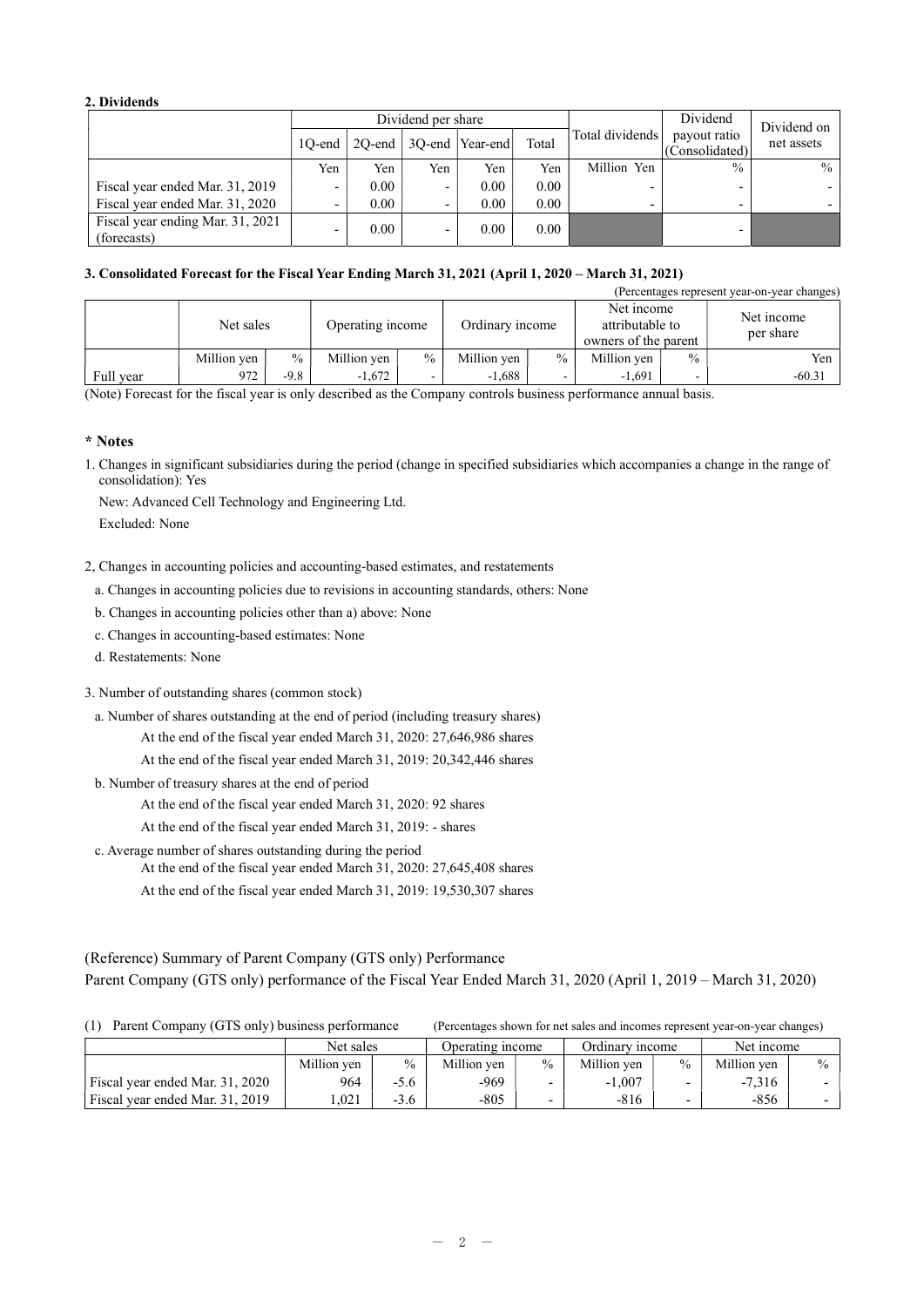## 2. Dividends

| | Dividend per share | | | | | Total dividends | Dividend payout ratio (Consolidated) | Dividend on net assets |
|---|---|---|---|---|---|---|---|---|
| | 1Q-end | 2Q-end | 3Q-end | Year-end | Total | | | |
| | Yen | Yen | Yen | Yen | Yen | Million Yen | % | % |
| Fiscal year ended Mar. 31, 2019 | - | 0.00 | - | 0.00 | 0.00 | - | - | - |
| Fiscal year ended Mar. 31, 2020 | - | 0.00 | - | 0.00 | 0.00 | - | - | - |
| Fiscal year ending Mar. 31, 2021 (forecasts) | - | 0.00 | - | 0.00 | 0.00 | | - | |

## 3. Consolidated Forecast for the Fiscal Year Ending March 31, 2021 (April 1, 2020 – March 31, 2021)

(Percentages represent year-on-year changes)

| | Net sales | | Operating income | | Ordinary income | | Net income attributable to owners of the parent | | Net income per share |
|---|---|---|---|---|---|---|---|---|---|
| | Million yen | % | Million yen | % | Million yen | % | Million yen | % | Yen |
| Full year | 972 | -9.8 | -1,672 | - | -1,688 | - | -1,691 | - | -60.31 |

(Note) Forecast for the fiscal year is only described as the Company controls business performance annual basis.

## * Notes

1. Changes in significant subsidiaries during the period (change in specified subsidiaries which accompanies a change in the range of consolidation): Yes

   New: Advanced Cell Technology and Engineering Ltd.

   Excluded: None

2, Changes in accounting policies and accounting-based estimates, and restatements

   a. Changes in accounting policies due to revisions in accounting standards, others: None

   b. Changes in accounting policies other than a) above: None

   c. Changes in accounting-based estimates: None

   d. Restatements: None

3. Number of outstanding shares (common stock)

   a. Number of shares outstanding at the end of period (including treasury shares)

      At the end of the fiscal year ended March 31, 2020: 27,646,986 shares

      At the end of the fiscal year ended March 31, 2019: 20,342,446 shares

   b. Number of treasury shares at the end of period

      At the end of the fiscal year ended March 31, 2020: 92 shares

      At the end of the fiscal year ended March 31, 2019: - shares

   c. Average number of shares outstanding during the period

      At the end of the fiscal year ended March 31, 2020: 27,645,408 shares

      At the end of the fiscal year ended March 31, 2019: 19,530,307 shares

(Reference) Summary of Parent Company (GTS only) Performance

Parent Company (GTS only) performance of the Fiscal Year Ended March 31, 2020 (April 1, 2019 – March 31, 2020)

(1) Parent Company (GTS only) business performance (Percentages shown for net sales and incomes represent year-on-year changes)

| | Net sales | | Operating income | | Ordinary income | | Net income | |
|---|---|---|---|---|---|---|---|---|
| | Million yen | % | Million yen | % | Million yen | % | Million yen | % |
| Fiscal year ended Mar. 31, 2020 | 964 | -5.6 | -969 | - | -1,007 | - | -7,316 | - |
| Fiscal year ended Mar. 31, 2019 | 1,021 | -3.6 | -805 | - | -816 | - | -856 | - |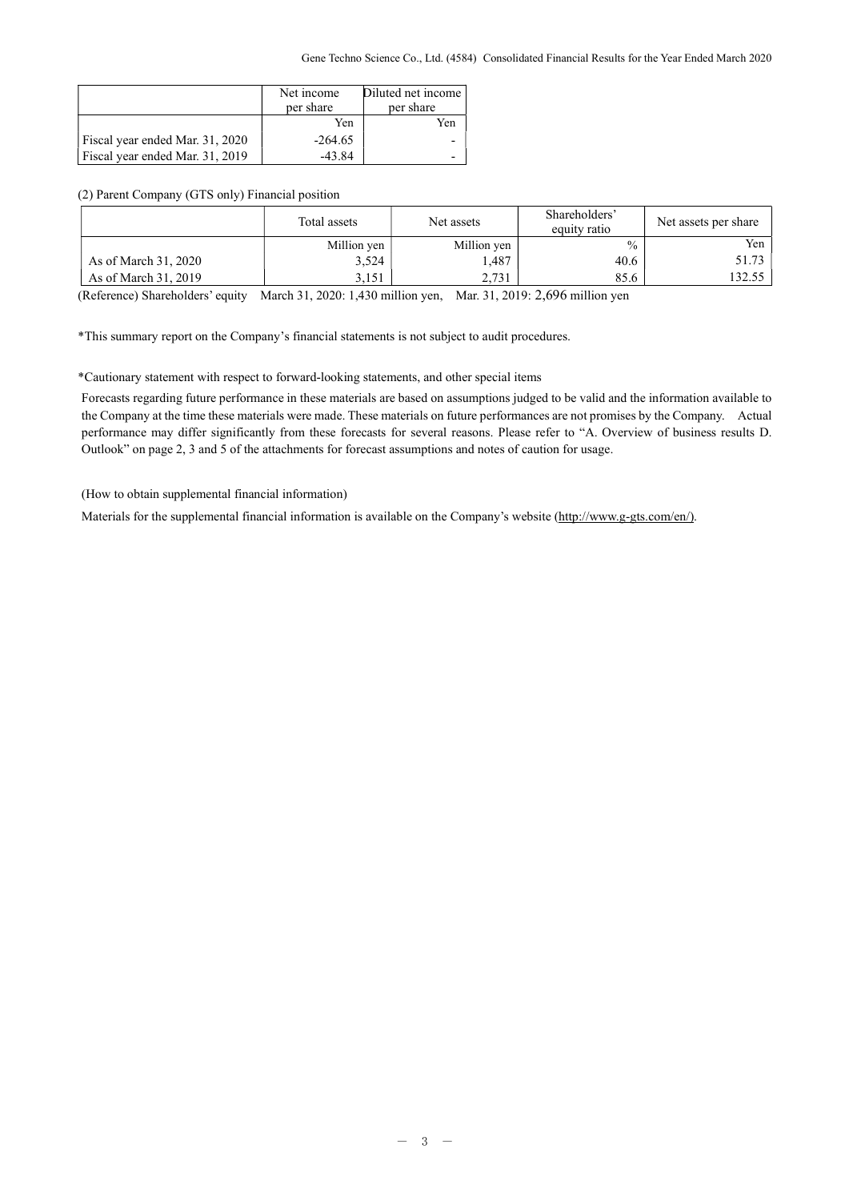| | Net income per share | Diluted net income per share |
|---|---|---|
| | Yen | Yen |
| Fiscal year ended Mar. 31, 2020 | -264.65 | - |
| Fiscal year ended Mar. 31, 2019 | -43.84 | - |

(2) Parent Company (GTS only) Financial position

| | Total assets | Net assets | Shareholders' equity ratio | Net assets per share |
|---|---|---|---|---|
| | Million yen | Million yen | % | Yen |
| As of March 31, 2020 | 3,524 | 1,487 | 40.6 | 51.73 |
| As of March 31, 2019 | 3,151 | 2,731 | 85.6 | 132.55 |

(Reference) Shareholders' equity March 31, 2020: 1,430 million yen, Mar. 31, 2019: 2,696 million yen

*This summary report on the Company's financial statements is not subject to audit procedures.

*Cautionary statement with respect to forward-looking statements, and other special items

Forecasts regarding future performance in these materials are based on assumptions judged to be valid and the information available to the Company at the time these materials were made. These materials on future performances are not promises by the Company. Actual performance may differ significantly from these forecasts for several reasons. Please refer to "A. Overview of business results D. Outlook" on page 2, 3 and 5 of the attachments for forecast assumptions and notes of caution for usage.

(How to obtain supplemental financial information)

Materials for the supplemental financial information is available on the Company's website (http://www.g-gts.com/en/).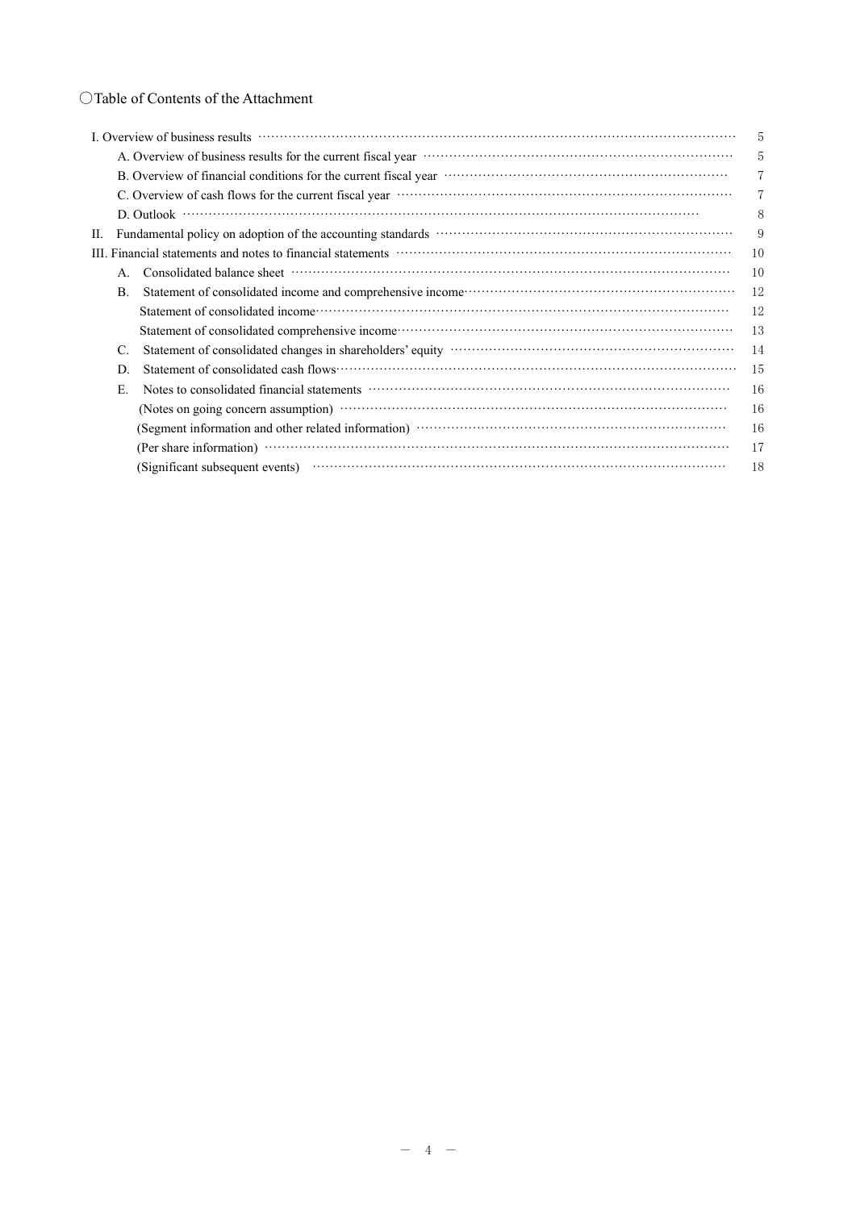## ○Table of Contents of the Attachment

| | |
|---|---|
| I. Overview of business results | 5 |
| A. Overview of business results for the current fiscal year | 5 |
| B. Overview of financial conditions for the current fiscal year | 7 |
| C. Overview of cash flows for the current fiscal year | 7 |
| D. Outlook | 8 |
| II. Fundamental policy on adoption of the accounting standards | 9 |
| III. Financial statements and notes to financial statements | 10 |
| A. Consolidated balance sheet | 10 |
| B. Statement of consolidated income and comprehensive income | 12 |
| Statement of consolidated income | 12 |
| Statement of consolidated comprehensive income | 13 |
| C. Statement of consolidated changes in shareholders' equity | 14 |
| D. Statement of consolidated cash flows | 15 |
| E. Notes to consolidated financial statements | 16 |
| (Notes on going concern assumption) | 16 |
| (Segment information and other related information) | 16 |
| (Per share information) | 17 |
| (Significant subsequent events) | 18 |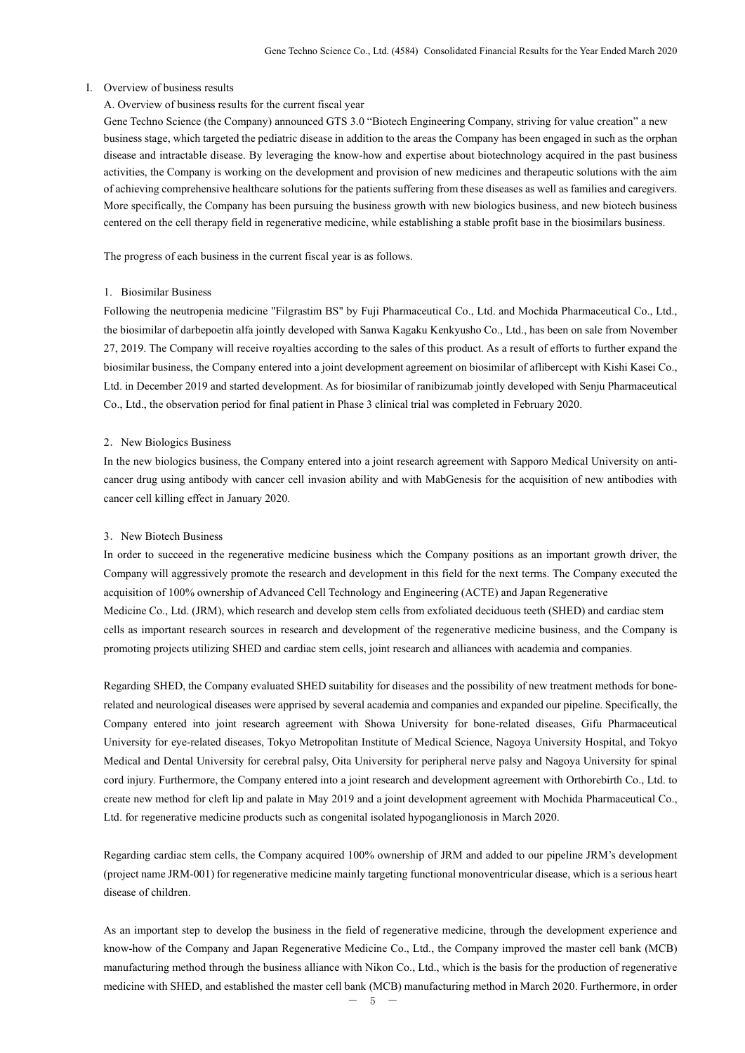# I. Overview of business results

## A. Overview of business results for the current fiscal year

Gene Techno Science (the Company) announced GTS 3.0 "Biotech Engineering Company, striving for value creation" a new business stage, which targeted the pediatric disease in addition to the areas the Company has been engaged in such as the orphan disease and intractable disease. By leveraging the know-how and expertise about biotechnology acquired in the past business activities, the Company is working on the development and provision of new medicines and therapeutic solutions with the aim of achieving comprehensive healthcare solutions for the patients suffering from these diseases as well as families and caregivers. More specifically, the Company has been pursuing the business growth with new biologics business, and new biotech business centered on the cell therapy field in regenerative medicine, while establishing a stable profit base in the biosimilars business.

The progress of each business in the current fiscal year is as follows.

### 1. Biosimilar Business

Following the neutropenia medicine "Filgrastim BS" by Fuji Pharmaceutical Co., Ltd. and Mochida Pharmaceutical Co., Ltd., the biosimilar of darbepoetin alfa jointly developed with Sanwa Kagaku Kenkyusho Co., Ltd., has been on sale from November 27, 2019. The Company will receive royalties according to the sales of this product. As a result of efforts to further expand the biosimilar business, the Company entered into a joint development agreement on biosimilar of aflibercept with Kishi Kasei Co., Ltd. in December 2019 and started development. As for biosimilar of ranibizumab jointly developed with Senju Pharmaceutical Co., Ltd., the observation period for final patient in Phase 3 clinical trial was completed in February 2020.

### 2. New Biologics Business

In the new biologics business, the Company entered into a joint research agreement with Sapporo Medical University on anti-cancer drug using antibody with cancer cell invasion ability and with MabGenesis for the acquisition of new antibodies with cancer cell killing effect in January 2020.

### 3. New Biotech Business

In order to succeed in the regenerative medicine business which the Company positions as an important growth driver, the Company will aggressively promote the research and development in this field for the next terms. The Company executed the acquisition of 100% ownership of Advanced Cell Technology and Engineering (ACTE) and Japan Regenerative Medicine Co., Ltd. (JRM), which research and develop stem cells from exfoliated deciduous teeth (SHED) and cardiac stem cells as important research sources in research and development of the regenerative medicine business, and the Company is promoting projects utilizing SHED and cardiac stem cells, joint research and alliances with academia and companies.

Regarding SHED, the Company evaluated SHED suitability for diseases and the possibility of new treatment methods for bone-related and neurological diseases were apprised by several academia and companies and expanded our pipeline. Specifically, the Company entered into joint research agreement with Showa University for bone-related diseases, Gifu Pharmaceutical University for eye-related diseases, Tokyo Metropolitan Institute of Medical Science, Nagoya University Hospital, and Tokyo Medical and Dental University for cerebral palsy, Oita University for peripheral nerve palsy and Nagoya University for spinal cord injury. Furthermore, the Company entered into a joint research and development agreement with Orthorebirth Co., Ltd. to create new method for cleft lip and palate in May 2019 and a joint development agreement with Mochida Pharmaceutical Co., Ltd. for regenerative medicine products such as congenital isolated hypoganglionosis in March 2020.

Regarding cardiac stem cells, the Company acquired 100% ownership of JRM and added to our pipeline JRM's development (project name JRM-001) for regenerative medicine mainly targeting functional monoventricular disease, which is a serious heart disease of children.

As an important step to develop the business in the field of regenerative medicine, through the development experience and know-how of the Company and Japan Regenerative Medicine Co., Ltd., the Company improved the master cell bank (MCB) manufacturing method through the business alliance with Nikon Co., Ltd., which is the basis for the production of regenerative medicine with SHED, and established the master cell bank (MCB) manufacturing method in March 2020. Furthermore, in order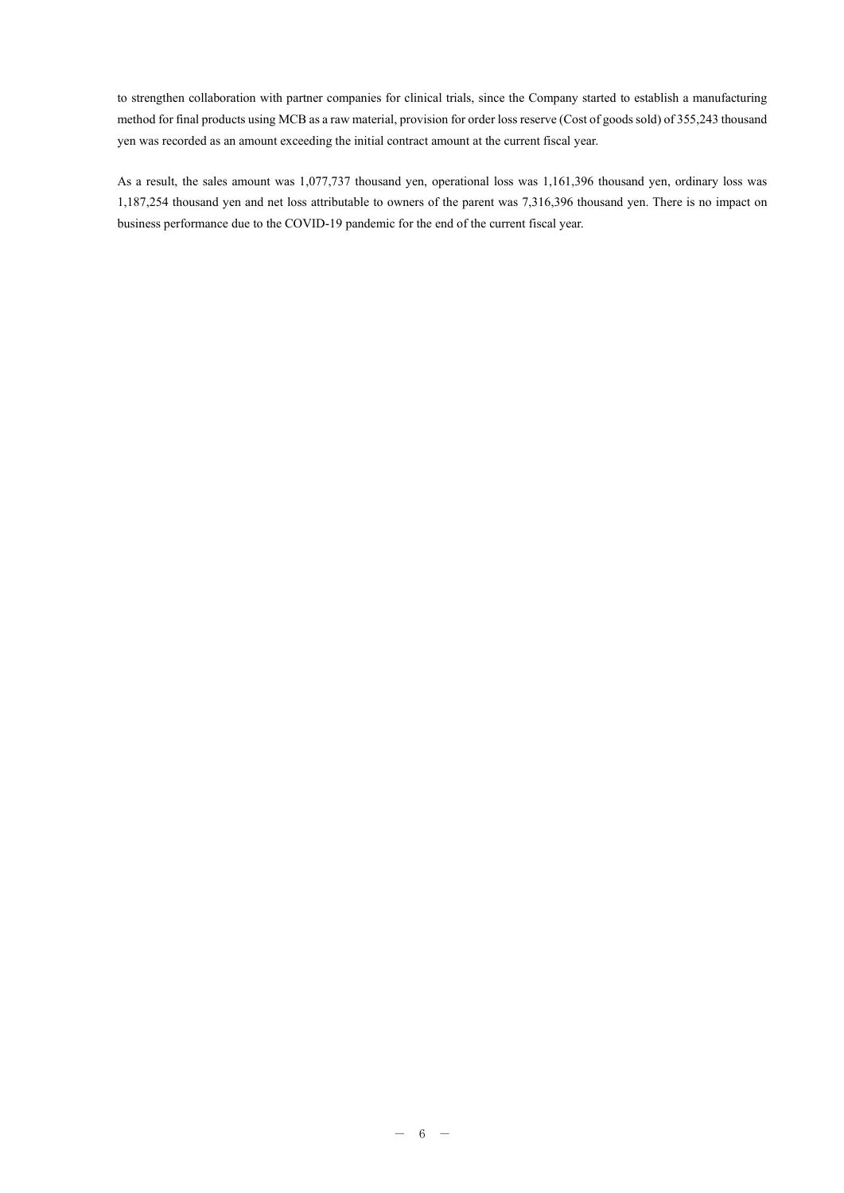to strengthen collaboration with partner companies for clinical trials, since the Company started to establish a manufacturing method for final products using MCB as a raw material, provision for order loss reserve (Cost of goods sold) of 355,243 thousand yen was recorded as an amount exceeding the initial contract amount at the current fiscal year.

As a result, the sales amount was 1,077,737 thousand yen, operational loss was 1,161,396 thousand yen, ordinary loss was 1,187,254 thousand yen and net loss attributable to owners of the parent was 7,316,396 thousand yen. There is no impact on business performance due to the COVID-19 pandemic for the end of the current fiscal year.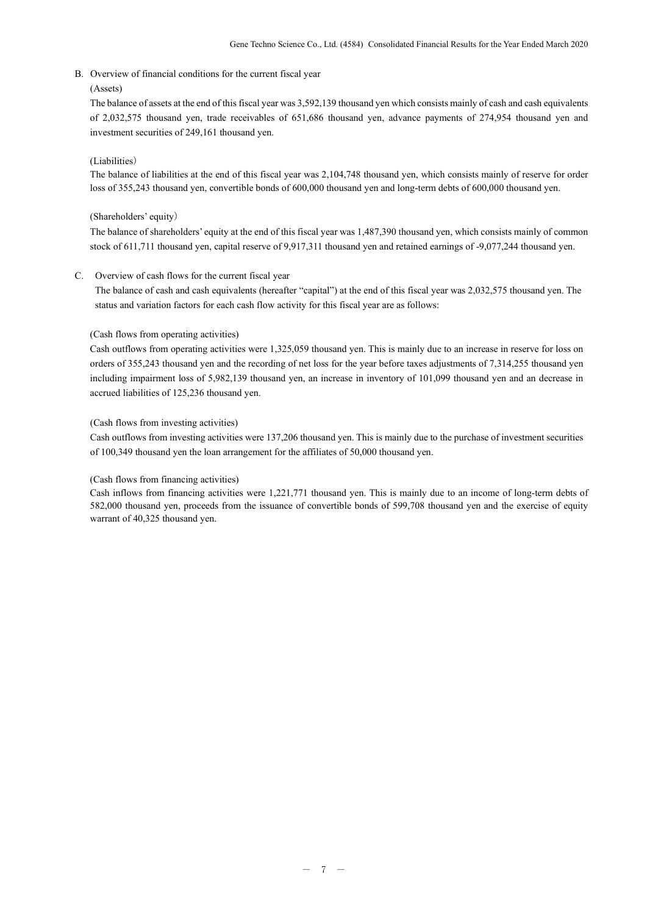B. Overview of financial conditions for the current fiscal year

(Assets)

The balance of assets at the end of this fiscal year was 3,592,139 thousand yen which consists mainly of cash and cash equivalents of 2,032,575 thousand yen, trade receivables of 651,686 thousand yen, advance payments of 274,954 thousand yen and investment securities of 249,161 thousand yen.

(Liabilities)

The balance of liabilities at the end of this fiscal year was 2,104,748 thousand yen, which consists mainly of reserve for order loss of 355,243 thousand yen, convertible bonds of 600,000 thousand yen and long-term debts of 600,000 thousand yen.

(Shareholders' equity)

The balance of shareholders' equity at the end of this fiscal year was 1,487,390 thousand yen, which consists mainly of common stock of 611,711 thousand yen, capital reserve of 9,917,311 thousand yen and retained earnings of -9,077,244 thousand yen.

C. Overview of cash flows for the current fiscal year

The balance of cash and cash equivalents (hereafter "capital") at the end of this fiscal year was 2,032,575 thousand yen. The status and variation factors for each cash flow activity for this fiscal year are as follows:

(Cash flows from operating activities)

Cash outflows from operating activities were 1,325,059 thousand yen. This is mainly due to an increase in reserve for loss on orders of 355,243 thousand yen and the recording of net loss for the year before taxes adjustments of 7,314,255 thousand yen including impairment loss of 5,982,139 thousand yen, an increase in inventory of 101,099 thousand yen and an decrease in accrued liabilities of 125,236 thousand yen.

(Cash flows from investing activities)

Cash outflows from investing activities were 137,206 thousand yen. This is mainly due to the purchase of investment securities of 100,349 thousand yen the loan arrangement for the affiliates of 50,000 thousand yen.

(Cash flows from financing activities)

Cash inflows from financing activities were 1,221,771 thousand yen. This is mainly due to an income of long-term debts of 582,000 thousand yen, proceeds from the issuance of convertible bonds of 599,708 thousand yen and the exercise of equity warrant of 40,325 thousand yen.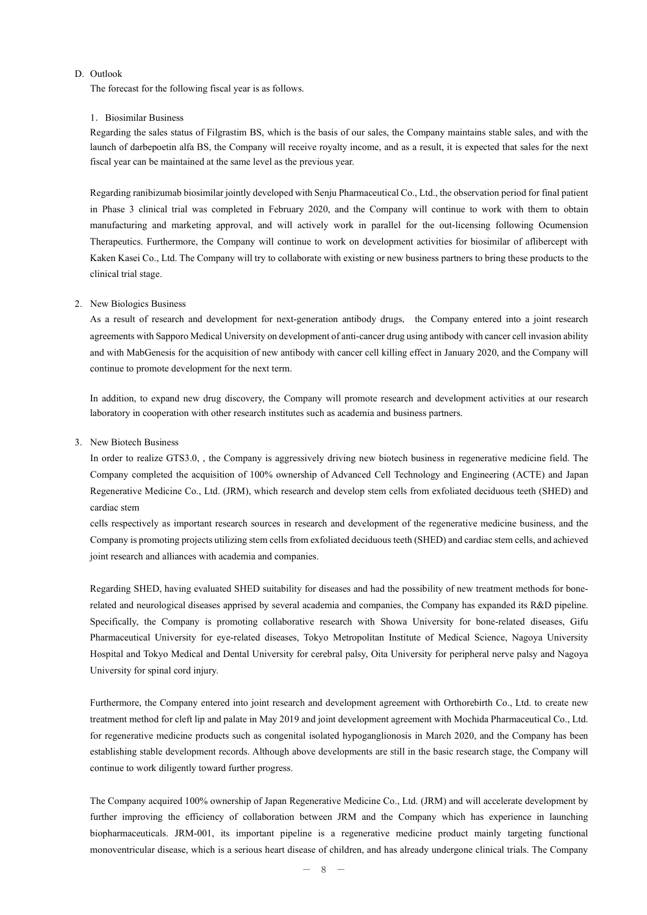D. Outlook

The forecast for the following fiscal year is as follows.

1. Biosimilar Business

Regarding the sales status of Filgrastim BS, which is the basis of our sales, the Company maintains stable sales, and with the launch of darbepoetin alfa BS, the Company will receive royalty income, and as a result, it is expected that sales for the next fiscal year can be maintained at the same level as the previous year.

Regarding ranibizumab biosimilar jointly developed with Senju Pharmaceutical Co., Ltd., the observation period for final patient in Phase 3 clinical trial was completed in February 2020, and the Company will continue to work with them to obtain manufacturing and marketing approval, and will actively work in parallel for the out-licensing following Ocumension Therapeutics. Furthermore, the Company will continue to work on development activities for biosimilar of aflibercept with Kaken Kasei Co., Ltd. The Company will try to collaborate with existing or new business partners to bring these products to the clinical trial stage.

2. New Biologics Business

As a result of research and development for next-generation antibody drugs, the Company entered into a joint research agreements with Sapporo Medical University on development of anti-cancer drug using antibody with cancer cell invasion ability and with MabGenesis for the acquisition of new antibody with cancer cell killing effect in January 2020, and the Company will continue to promote development for the next term.

In addition, to expand new drug discovery, the Company will promote research and development activities at our research laboratory in cooperation with other research institutes such as academia and business partners.

3. New Biotech Business

In order to realize GTS3.0, , the Company is aggressively driving new biotech business in regenerative medicine field. The Company completed the acquisition of 100% ownership of Advanced Cell Technology and Engineering (ACTE) and Japan Regenerative Medicine Co., Ltd. (JRM), which research and develop stem cells from exfoliated deciduous teeth (SHED) and cardiac stem cells respectively as important research sources in research and development of the regenerative medicine business, and the Company is promoting projects utilizing stem cells from exfoliated deciduous teeth (SHED) and cardiac stem cells, and achieved joint research and alliances with academia and companies.

Regarding SHED, having evaluated SHED suitability for diseases and had the possibility of new treatment methods for bone-related and neurological diseases apprised by several academia and companies, the Company has expanded its R&D pipeline. Specifically, the Company is promoting collaborative research with Showa University for bone-related diseases, Gifu Pharmaceutical University for eye-related diseases, Tokyo Metropolitan Institute of Medical Science, Nagoya University Hospital and Tokyo Medical and Dental University for cerebral palsy, Oita University for peripheral nerve palsy and Nagoya University for spinal cord injury.

Furthermore, the Company entered into joint research and development agreement with Orthorebirth Co., Ltd. to create new treatment method for cleft lip and palate in May 2019 and joint development agreement with Mochida Pharmaceutical Co., Ltd. for regenerative medicine products such as congenital isolated hypoganglionosis in March 2020, and the Company has been establishing stable development records. Although above developments are still in the basic research stage, the Company will continue to work diligently toward further progress.

The Company acquired 100% ownership of Japan Regenerative Medicine Co., Ltd. (JRM) and will accelerate development by further improving the efficiency of collaboration between JRM and the Company which has experience in launching biopharmaceuticals. JRM-001, its important pipeline is a regenerative medicine product mainly targeting functional monoventricular disease, which is a serious heart disease of children, and has already undergone clinical trials. The Company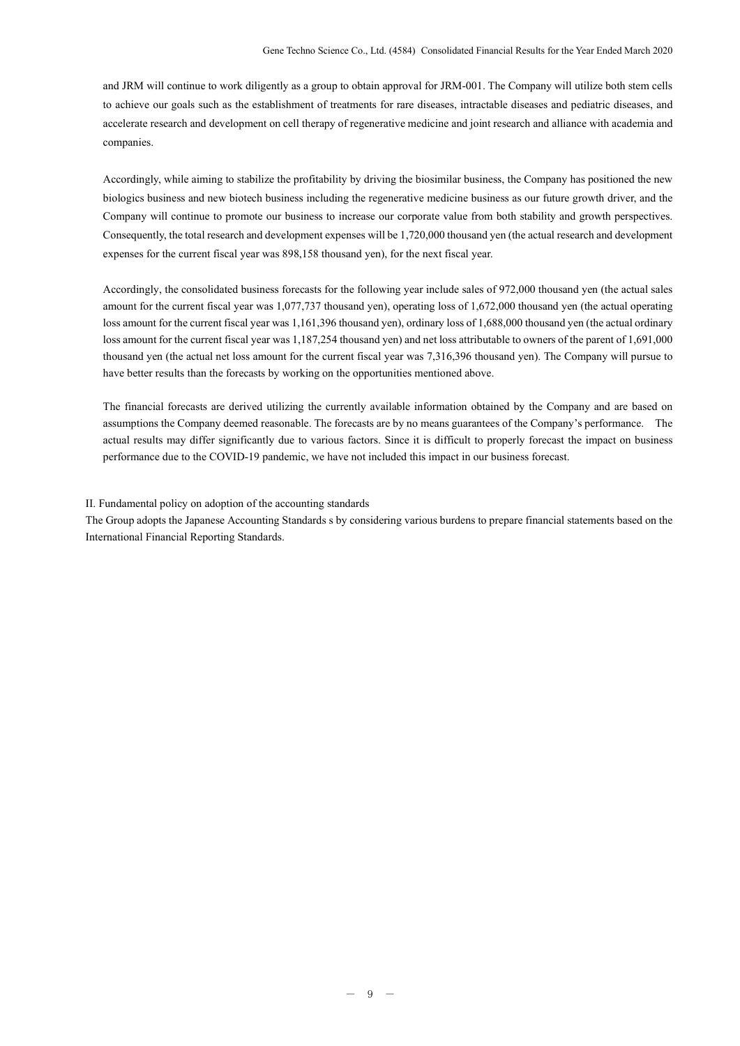and JRM will continue to work diligently as a group to obtain approval for JRM-001. The Company will utilize both stem cells to achieve our goals such as the establishment of treatments for rare diseases, intractable diseases and pediatric diseases, and accelerate research and development on cell therapy of regenerative medicine and joint research and alliance with academia and companies.

Accordingly, while aiming to stabilize the profitability by driving the biosimilar business, the Company has positioned the new biologics business and new biotech business including the regenerative medicine business as our future growth driver, and the Company will continue to promote our business to increase our corporate value from both stability and growth perspectives. Consequently, the total research and development expenses will be 1,720,000 thousand yen (the actual research and development expenses for the current fiscal year was 898,158 thousand yen), for the next fiscal year.

Accordingly, the consolidated business forecasts for the following year include sales of 972,000 thousand yen (the actual sales amount for the current fiscal year was 1,077,737 thousand yen), operating loss of 1,672,000 thousand yen (the actual operating loss amount for the current fiscal year was 1,161,396 thousand yen), ordinary loss of 1,688,000 thousand yen (the actual ordinary loss amount for the current fiscal year was 1,187,254 thousand yen) and net loss attributable to owners of the parent of 1,691,000 thousand yen (the actual net loss amount for the current fiscal year was 7,316,396 thousand yen). The Company will pursue to have better results than the forecasts by working on the opportunities mentioned above.

The financial forecasts are derived utilizing the currently available information obtained by the Company and are based on assumptions the Company deemed reasonable. The forecasts are by no means guarantees of the Company's performance. The actual results may differ significantly due to various factors. Since it is difficult to properly forecast the impact on business performance due to the COVID-19 pandemic, we have not included this impact in our business forecast.

## II. Fundamental policy on adoption of the accounting standards

The Group adopts the Japanese Accounting Standards s by considering various burdens to prepare financial statements based on the International Financial Reporting Standards.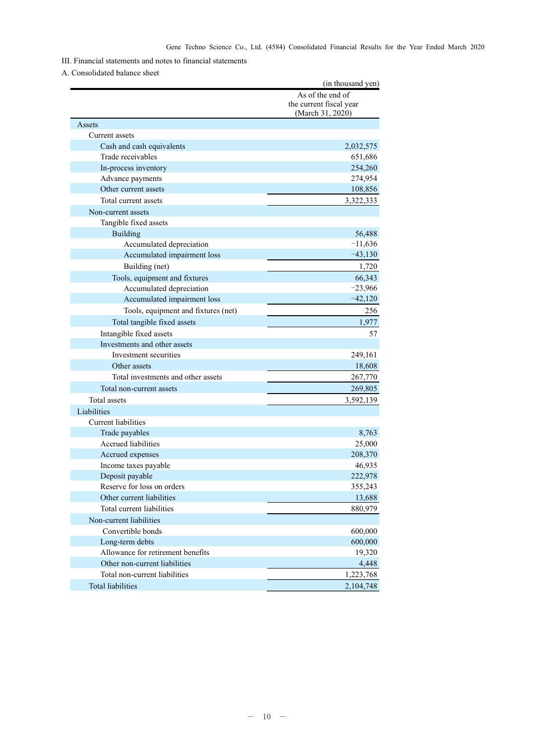III. Financial statements and notes to financial statements

A. Consolidated balance sheet

(in thousand yen)

| | As of the end of the current fiscal year (March 31, 2020) |
|---|---|
| Assets | |
| Current assets | |
| Cash and cash equivalents | 2,032,575 |
| Trade receivables | 651,686 |
| In-process inventory | 254,260 |
| Advance payments | 274,954 |
| Other current assets | 108,856 |
| Total current assets | 3,322,333 |
| Non-current assets | |
| Tangible fixed assets | |
| Building | 56,488 |
| Accumulated depreciation | −11,636 |
| Accumulated impairment loss | −43,130 |
| Building (net) | 1,720 |
| Tools, equipment and fixtures | 66,343 |
| Accumulated depreciation | −23,966 |
| Accumulated impairment loss | −42,120 |
| Tools, equipment and fixtures (net) | 256 |
| Total tangible fixed assets | 1,977 |
| Intangible fixed assets | 57 |
| Investments and other assets | |
| Investment securities | 249,161 |
| Other assets | 18,608 |
| Total investments and other assets | 267,770 |
| Total non-current assets | 269,805 |
| Total assets | 3,592,139 |
| Liabilities | |
| Current liabilities | |
| Trade payables | 8,763 |
| Accrued liabilities | 25,000 |
| Accrued expenses | 208,370 |
| Income taxes payable | 46,935 |
| Deposit payable | 222,978 |
| Reserve for loss on orders | 355,243 |
| Other current liabilities | 13,688 |
| Total current liabilities | 880,979 |
| Non-current liabilities | |
| Convertible bonds | 600,000 |
| Long-term debts | 600,000 |
| Allowance for retirement benefits | 19,320 |
| Other non-current liabilities | 4,448 |
| Total non-current liabilities | 1,223,768 |
| Total liabilities | 2,104,748 |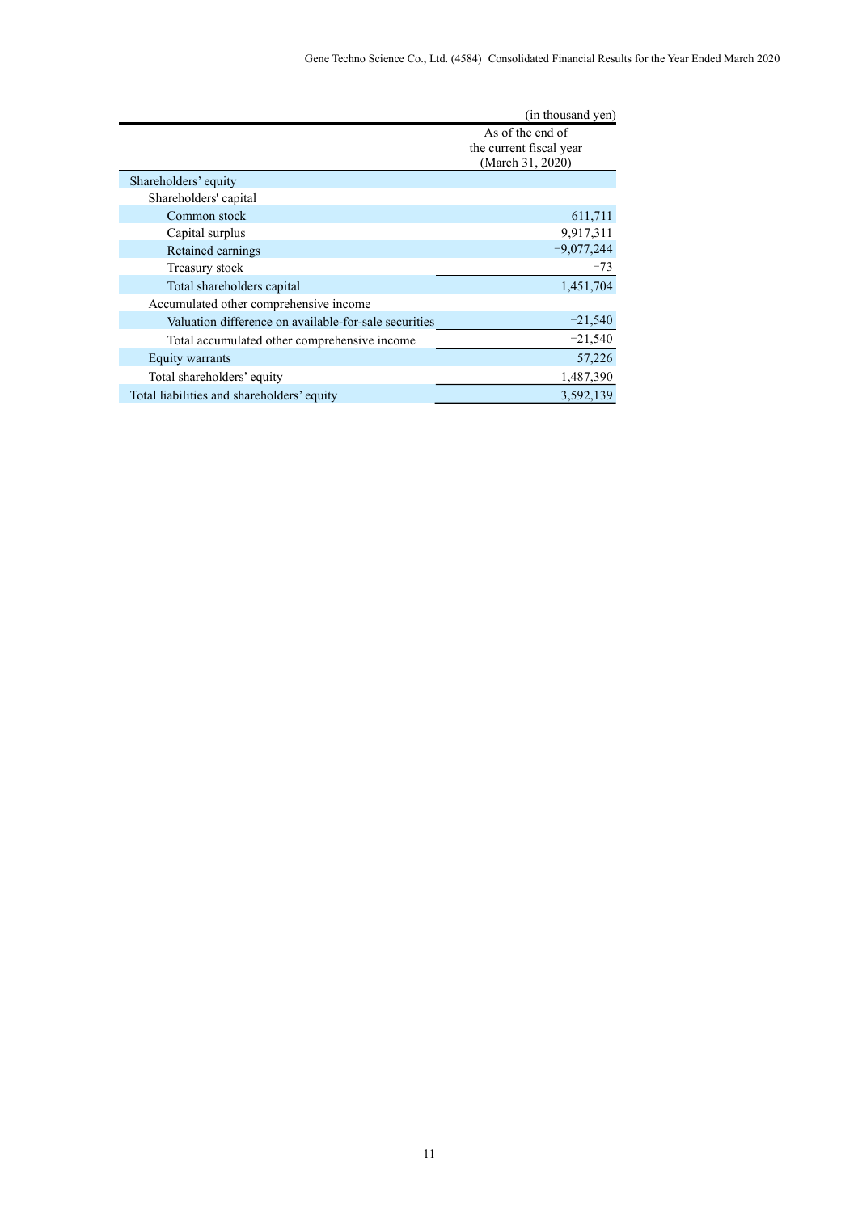(in thousand yen)

| | As of the end of the current fiscal year (March 31, 2020) |
|---|---|
| Shareholders' equity | |
| Shareholders' capital | |
| Common stock | 611,711 |
| Capital surplus | 9,917,311 |
| Retained earnings | −9,077,244 |
| Treasury stock | −73 |
| Total shareholders capital | 1,451,704 |
| Accumulated other comprehensive income | |
| Valuation difference on available-for-sale securities | −21,540 |
| Total accumulated other comprehensive income | −21,540 |
| Equity warrants | 57,226 |
| Total shareholders' equity | 1,487,390 |
| Total liabilities and shareholders' equity | 3,592,139 |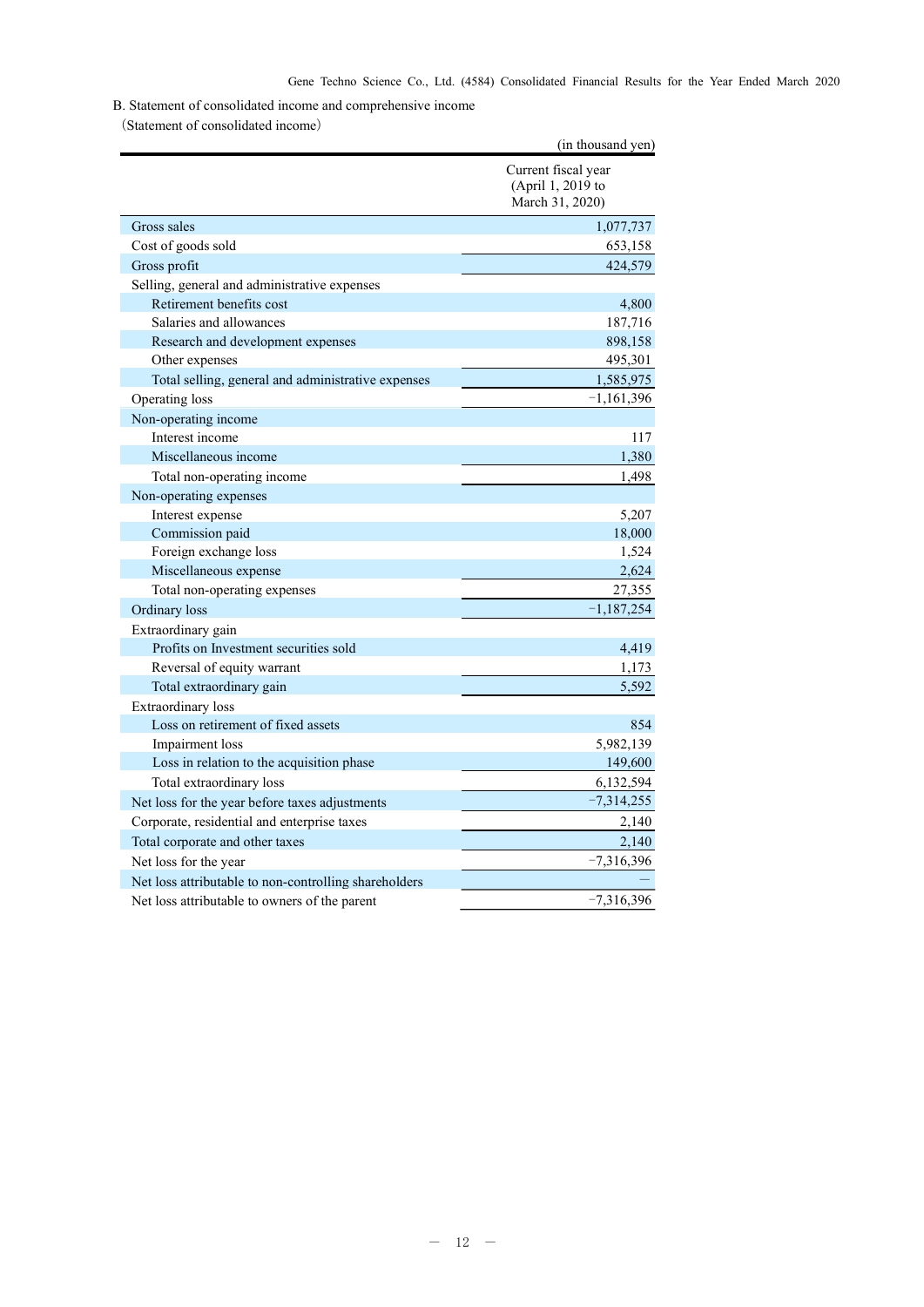B. Statement of consolidated income and comprehensive income

（Statement of consolidated income）

(in thousand yen)

| | Current fiscal year (April 1, 2019 to March 31, 2020) |
|---|---|
| Gross sales | 1,077,737 |
| Cost of goods sold | 653,158 |
| Gross profit | 424,579 |
| Selling, general and administrative expenses | |
| Retirement benefits cost | 4,800 |
| Salaries and allowances | 187,716 |
| Research and development expenses | 898,158 |
| Other expenses | 495,301 |
| Total selling, general and administrative expenses | 1,585,975 |
| Operating loss | −1,161,396 |
| Non-operating income | |
| Interest income | 117 |
| Miscellaneous income | 1,380 |
| Total non-operating income | 1,498 |
| Non-operating expenses | |
| Interest expense | 5,207 |
| Commission paid | 18,000 |
| Foreign exchange loss | 1,524 |
| Miscellaneous expense | 2,624 |
| Total non-operating expenses | 27,355 |
| Ordinary loss | −1,187,254 |
| Extraordinary gain | |
| Profits on Investment securities sold | 4,419 |
| Reversal of equity warrant | 1,173 |
| Total extraordinary gain | 5,592 |
| Extraordinary loss | |
| Loss on retirement of fixed assets | 854 |
| Impairment loss | 5,982,139 |
| Loss in relation to the acquisition phase | 149,600 |
| Total extraordinary loss | 6,132,594 |
| Net loss for the year before taxes adjustments | −7,314,255 |
| Corporate, residential and enterprise taxes | 2,140 |
| Total corporate and other taxes | 2,140 |
| Net loss for the year | −7,316,396 |
| Net loss attributable to non-controlling shareholders | — |
| Net loss attributable to owners of the parent | −7,316,396 |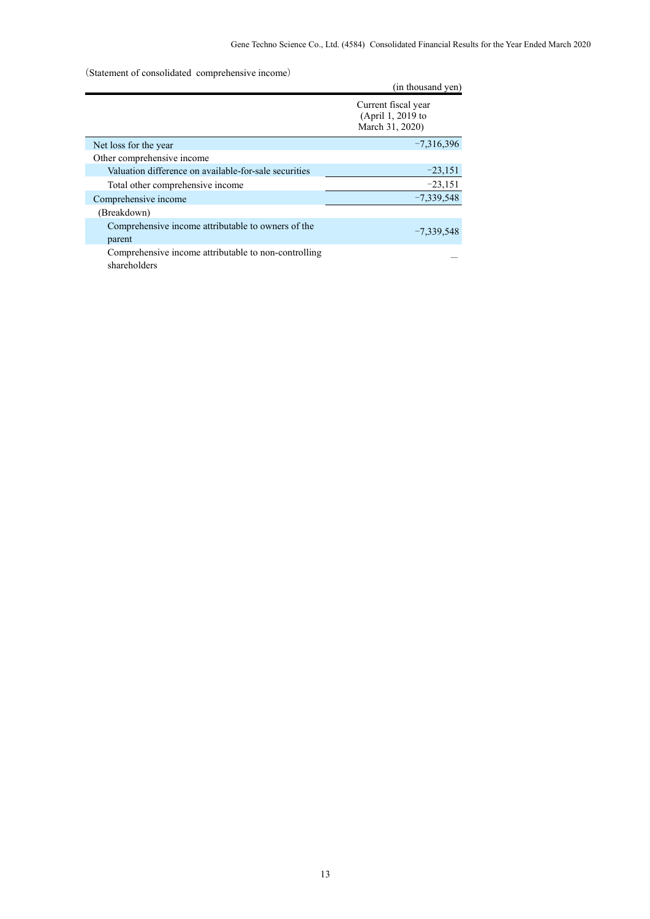(Statement of consolidated comprehensive income)

(in thousand yen)

| | Current fiscal year (April 1, 2019 to March 31, 2020) |
|---|---|
| Net loss for the year | −7,316,396 |
| Other comprehensive income | |
| Valuation difference on available-for-sale securities | −23,151 |
| Total other comprehensive income | −23,151 |
| Comprehensive income | −7,339,548 |
| (Breakdown) | |
| Comprehensive income attributable to owners of the parent | −7,339,548 |
| Comprehensive income attributable to non-controlling shareholders | — |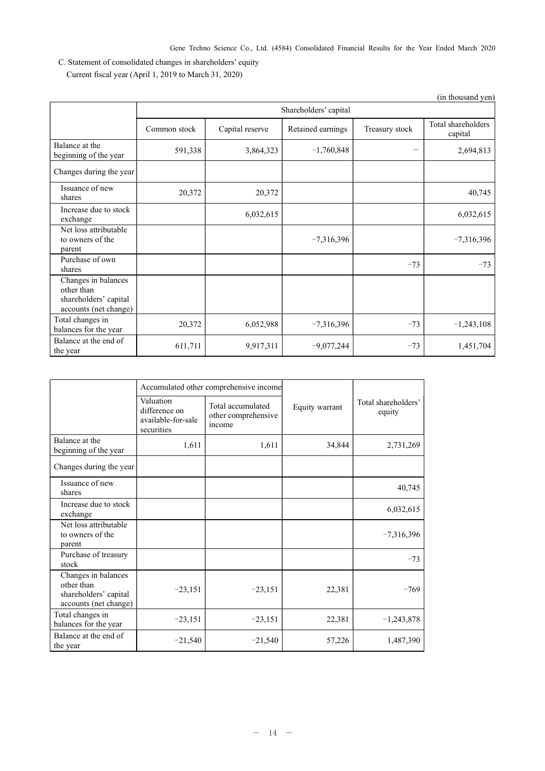C. Statement of consolidated changes in shareholders' equity

Current fiscal year (April 1, 2019 to March 31, 2020)

(in thousand yen)

| | Shareholders' capital | | | | |
|---|---|---|---|---|---|
| | Common stock | Capital reserve | Retained earnings | Treasury stock | Total shareholders capital |
| Balance at the beginning of the year | 591,338 | 3,864,323 | −1,760,848 | — | 2,694,813 |
| Changes during the year | | | | | |
| Issuance of new shares | 20,372 | 20,372 | | | 40,745 |
| Increase due to stock exchange | | 6,032,615 | | | 6,032,615 |
| Net loss attributable to owners of the parent | | | −7,316,396 | | −7,316,396 |
| Purchase of own shares | | | | −73 | −73 |
| Changes in balances other than shareholders' capital accounts (net change) | | | | | |
| Total changes in balances for the year | 20,372 | 6,052,988 | −7,316,396 | −73 | −1,243,108 |
| Balance at the end of the year | 611,711 | 9,917,311 | −9,077,244 | −73 | 1,451,704 |

| | Accumulated other comprehensive income | | Equity warrant | Total shareholders' equity |
|---|---|---|---|---|
| | Valuation difference on available-for-sale securities | Total accumulated other comprehensive income | | |
| Balance at the beginning of the year | 1,611 | 1,611 | 34,844 | 2,731,269 |
| Changes during the year | | | | |
| Issuance of new shares | | | | 40,745 |
| Increase due to stock exchange | | | | 6,032,615 |
| Net loss attributable to owners of the parent | | | | −7,316,396 |
| Purchase of treasury stock | | | | −73 |
| Changes in balances other than shareholders' capital accounts (net change) | −23,151 | −23,151 | 22,381 | −769 |
| Total changes in balances for the year | −23,151 | −23,151 | 22,381 | −1,243,878 |
| Balance at the end of the year | −21,540 | −21,540 | 57,226 | 1,487,390 |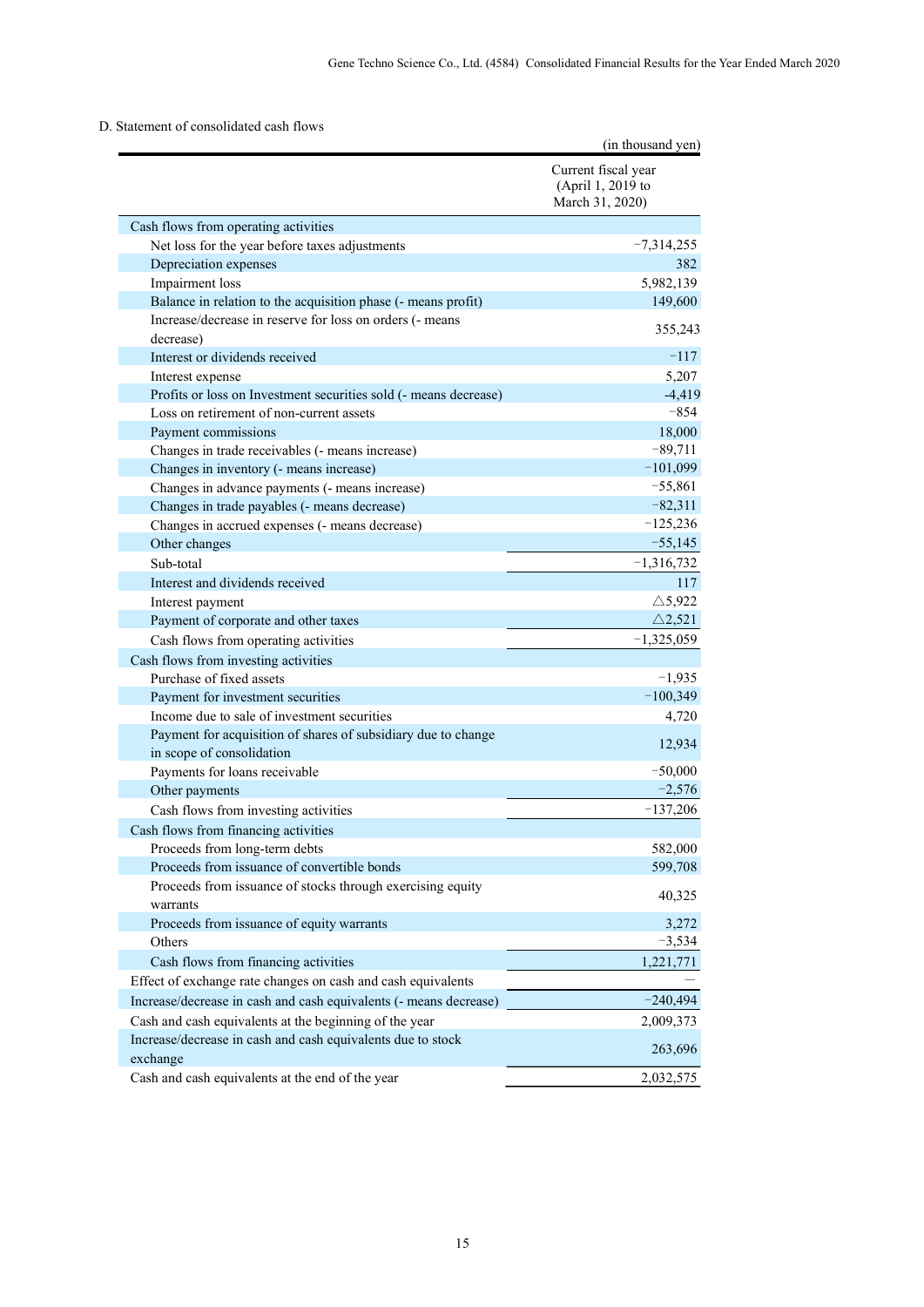D. Statement of consolidated cash flows

(in thousand yen)

| | Current fiscal year (April 1, 2019 to March 31, 2020) |
|---|---|
| Cash flows from operating activities | |
| Net loss for the year before taxes adjustments | −7,314,255 |
| Depreciation expenses | 382 |
| Impairment loss | 5,982,139 |
| Balance in relation to the acquisition phase (- means profit) | 149,600 |
| Increase/decrease in reserve for loss on orders (- means decrease) | 355,243 |
| Interest or dividends received | −117 |
| Interest expense | 5,207 |
| Profits or loss on Investment securities sold (- means decrease) | -4,419 |
| Loss on retirement of non-current assets | −854 |
| Payment commissions | 18,000 |
| Changes in trade receivables (- means increase) | −89,711 |
| Changes in inventory (- means increase) | −101,099 |
| Changes in advance payments (- means increase) | −55,861 |
| Changes in trade payables (- means decrease) | −82,311 |
| Changes in accrued expenses (- means decrease) | −125,236 |
| Other changes | −55,145 |
| Sub-total | −1,316,732 |
| Interest and dividends received | 117 |
| Interest payment | △5,922 |
| Payment of corporate and other taxes | △2,521 |
| Cash flows from operating activities | −1,325,059 |
| Cash flows from investing activities | |
| Purchase of fixed assets | −1,935 |
| Payment for investment securities | −100,349 |
| Income due to sale of investment securities | 4,720 |
| Payment for acquisition of shares of subsidiary due to change in scope of consolidation | 12,934 |
| Payments for loans receivable | −50,000 |
| Other payments | −2,576 |
| Cash flows from investing activities | −137,206 |
| Cash flows from financing activities | |
| Proceeds from long-term debts | 582,000 |
| Proceeds from issuance of convertible bonds | 599,708 |
| Proceeds from issuance of stocks through exercising equity warrants | 40,325 |
| Proceeds from issuance of equity warrants | 3,272 |
| Others | −3,534 |
| Cash flows from financing activities | 1,221,771 |
| Effect of exchange rate changes on cash and cash equivalents | — |
| Increase/decrease in cash and cash equivalents (- means decrease) | −240,494 |
| Cash and cash equivalents at the beginning of the year | 2,009,373 |
| Increase/decrease in cash and cash equivalents due to stock exchange | 263,696 |
| Cash and cash equivalents at the end of the year | 2,032,575 |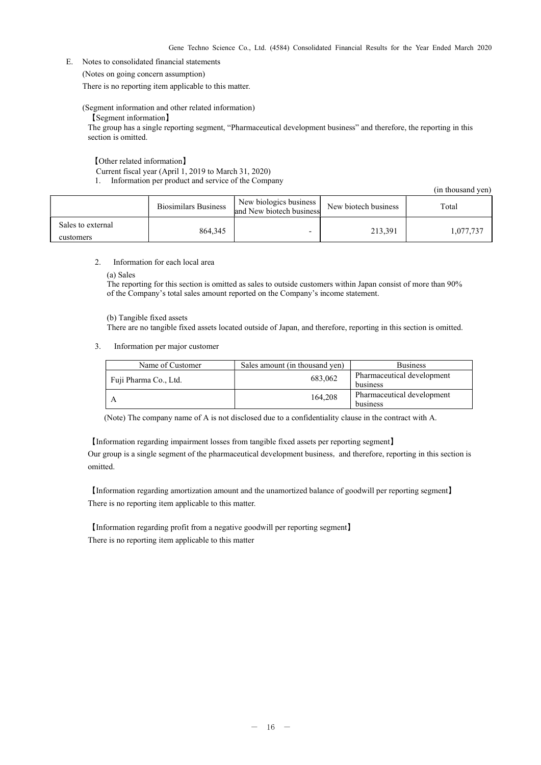E. Notes to consolidated financial statements

(Notes on going concern assumption)

There is no reporting item applicable to this matter.

(Segment information and other related information)

【Segment information】

The group has a single reporting segment, "Pharmaceutical development business" and therefore, the reporting in this section is omitted.

【Other related information】

Current fiscal year (April 1, 2019 to March 31, 2020)

1. Information per product and service of the Company

(in thousand yen)

| | Biosimilars Business | New biologics business and New biotech business | New biotech business | Total |
|---|---|---|---|---|
| Sales to external customers | 864,345 | - | 213,391 | 1,077,737 |

2. Information for each local area

(a) Sales

The reporting for this section is omitted as sales to outside customers within Japan consist of more than 90% of the Company's total sales amount reported on the Company's income statement.

(b) Tangible fixed assets

There are no tangible fixed assets located outside of Japan, and therefore, reporting in this section is omitted.

3. Information per major customer

| Name of Customer | Sales amount (in thousand yen) | Business |
|---|---|---|
| Fuji Pharma Co., Ltd. | 683,062 | Pharmaceutical development business |
| A | 164,208 | Pharmaceutical development business |

(Note) The company name of A is not disclosed due to a confidentiality clause in the contract with A.

【Information regarding impairment losses from tangible fixed assets per reporting segment】

Our group is a single segment of the pharmaceutical development business, and therefore, reporting in this section is omitted.

【Information regarding amortization amount and the unamortized balance of goodwill per reporting segment】

There is no reporting item applicable to this matter.

【Information regarding profit from a negative goodwill per reporting segment】

There is no reporting item applicable to this matter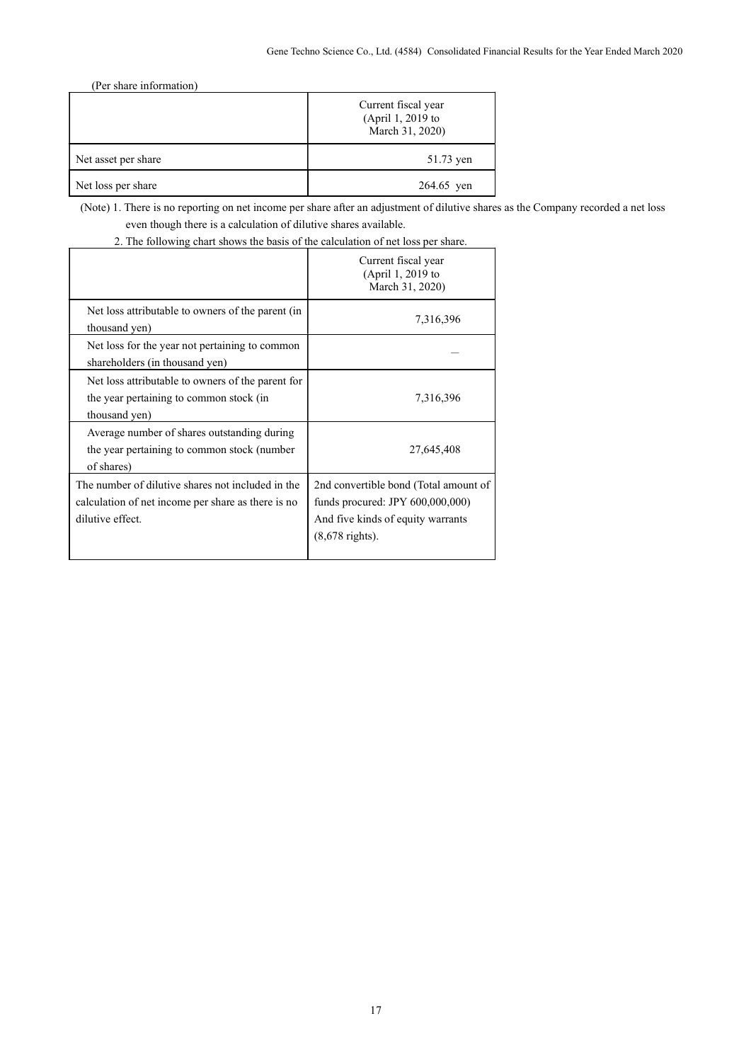(Per share information)

| | Current fiscal year (April 1, 2019 to March 31, 2020) |
|---|---|
| Net asset per share | 51.73 yen |
| Net loss per share | 264.65 yen |

(Note) 1. There is no reporting on net income per share after an adjustment of dilutive shares as the Company recorded a net loss even though there is a calculation of dilutive shares available.

2. The following chart shows the basis of the calculation of net loss per share.

| | Current fiscal year (April 1, 2019 to March 31, 2020) |
|---|---|
| Net loss attributable to owners of the parent (in thousand yen) | 7,316,396 |
| Net loss for the year not pertaining to common shareholders (in thousand yen) | － |
| Net loss attributable to owners of the parent for the year pertaining to common stock (in thousand yen) | 7,316,396 |
| Average number of shares outstanding during the year pertaining to common stock (number of shares) | 27,645,408 |
| The number of dilutive shares not included in the calculation of net income per share as there is no dilutive effect. | 2nd convertible bond (Total amount of funds procured: JPY 600,000,000) And five kinds of equity warrants (8,678 rights). |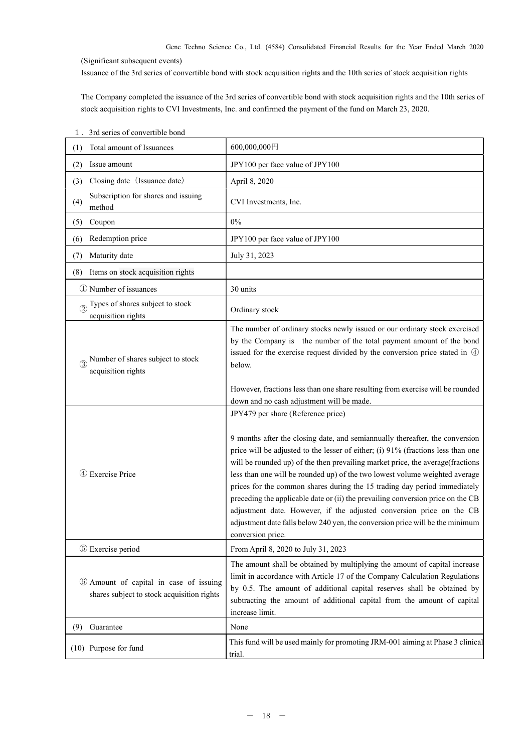(Significant subsequent events)

Issuance of the 3rd series of convertible bond with stock acquisition rights and the 10th series of stock acquisition rights

The Company completed the issuance of the 3rd series of convertible bond with stock acquisition rights and the 10th series of stock acquisition rights to CVI Investments, Inc. and confirmed the payment of the fund on March 23, 2020.

1． 3rd series of convertible bond

| | |
|---|---|
| (1) Total amount of Issuances | 600,000,000円 |
| (2) Issue amount | JPY100 per face value of JPY100 |
| (3) Closing date（Issuance date） | April 8, 2020 |
| (4) Subscription for shares and issuing method | CVI Investments, Inc. |
| (5) Coupon | 0% |
| (6) Redemption price | JPY100 per face value of JPY100 |
| (7) Maturity date | July 31, 2023 |
| (8) Items on stock acquisition rights | |
| ① Number of issuances | 30 units |
| ② Types of shares subject to stock acquisition rights | Ordinary stock |
| ③ Number of shares subject to stock acquisition rights | The number of ordinary stocks newly issued or our ordinary stock exercised by the Company is the number of the total payment amount of the bond issued for the exercise request divided by the conversion price stated in ④ below.<br><br>However, fractions less than one share resulting from exercise will be rounded down and no cash adjustment will be made. |
| ④ Exercise Price | JPY479 per share (Reference price)<br><br>9 months after the closing date, and semiannually thereafter, the conversion price will be adjusted to the lesser of either; (i) 91% (fractions less than one will be rounded up) of the then prevailing market price, the average(fractions less than one will be rounded up) of the two lowest volume weighted average prices for the common shares during the 15 trading day period immediately preceding the applicable date or (ii) the prevailing conversion price on the CB adjustment date. However, if the adjusted conversion price on the CB adjustment date falls below 240 yen, the conversion price will be the minimum conversion price. |
| ⑤ Exercise period | From April 8, 2020 to July 31, 2023 |
| ⑥ Amount of capital in case of issuing shares subject to stock acquisition rights | The amount shall be obtained by multiplying the amount of capital increase limit in accordance with Article 17 of the Company Calculation Regulations by 0.5. The amount of additional capital reserves shall be obtained by subtracting the amount of additional capital from the amount of capital increase limit. |
| (9) Guarantee | None |
| (10) Purpose for fund | This fund will be used mainly for promoting JRM-001 aiming at Phase 3 clinical trial. |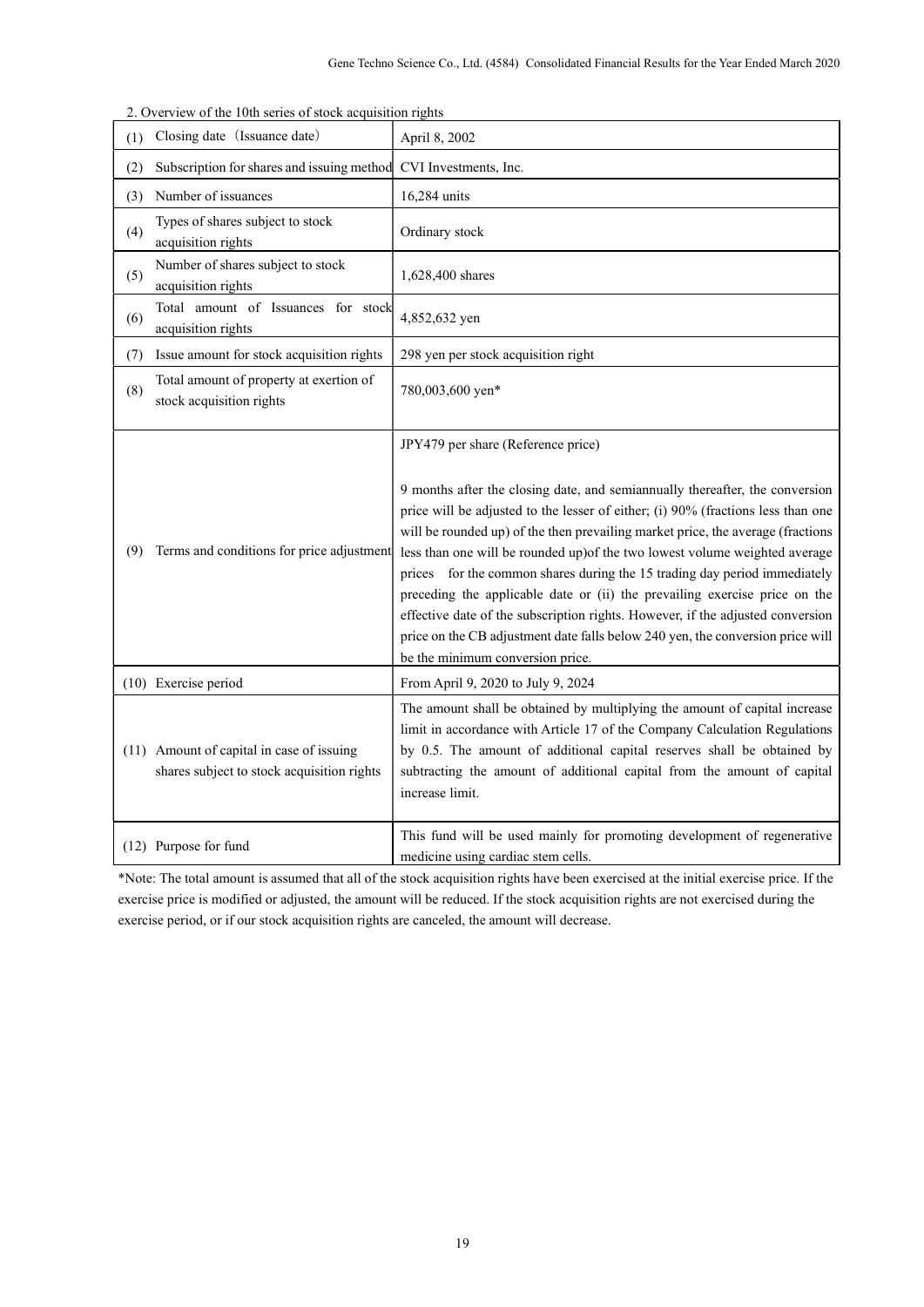2. Overview of the 10th series of stock acquisition rights

| | | |
|---|---|---|
| (1) | Closing date（Issuance date） | April 8, 2002 |
| (2) | Subscription for shares and issuing method | CVI Investments, Inc. |
| (3) | Number of issuances | 16,284 units |
| (4) | Types of shares subject to stock acquisition rights | Ordinary stock |
| (5) | Number of shares subject to stock acquisition rights | 1,628,400 shares |
| (6) | Total amount of Issuances for stock acquisition rights | 4,852,632 yen |
| (7) | Issue amount for stock acquisition rights | 298 yen per stock acquisition right |
| (8) | Total amount of property at exertion of stock acquisition rights | 780,003,600 yen* |
| (9) | Terms and conditions for price adjustment | JPY479 per share (Reference price)<br><br>9 months after the closing date, and semiannually thereafter, the conversion price will be adjusted to the lesser of either; (i) 90% (fractions less than one will be rounded up) of the then prevailing market price, the average (fractions less than one will be rounded up)of the two lowest volume weighted average prices for the common shares during the 15 trading day period immediately preceding the applicable date or (ii) the prevailing exercise price on the effective date of the subscription rights. However, if the adjusted conversion price on the CB adjustment date falls below 240 yen, the conversion price will be the minimum conversion price. |
| (10) | Exercise period | From April 9, 2020 to July 9, 2024 |
| (11) | Amount of capital in case of issuing shares subject to stock acquisition rights | The amount shall be obtained by multiplying the amount of capital increase limit in accordance with Article 17 of the Company Calculation Regulations by 0.5. The amount of additional capital reserves shall be obtained by subtracting the amount of additional capital from the amount of capital increase limit. |
| (12) | Purpose for fund | This fund will be used mainly for promoting development of regenerative medicine using cardiac stem cells. |

*Note: The total amount is assumed that all of the stock acquisition rights have been exercised at the initial exercise price. If the exercise price is modified or adjusted, the amount will be reduced. If the stock acquisition rights are not exercised during the exercise period, or if our stock acquisition rights are canceled, the amount will decrease.